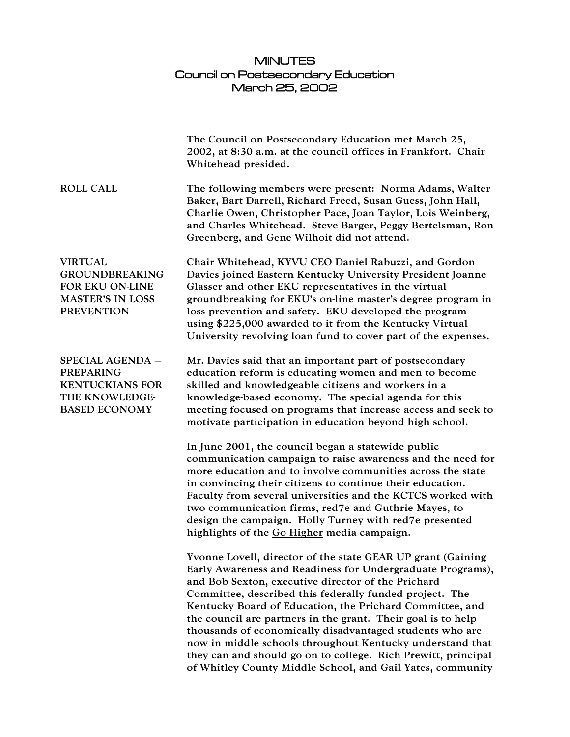# MINUTES
## Council on Postsecondary Education
## March 25, 2002

The Council on Postsecondary Education met March 25, 2002, at 8:30 a.m. at the council offices in Frankfort. Chair Whitehead presided.

**ROLL CALL**

The following members were present: Norma Adams, Walter Baker, Bart Darrell, Richard Freed, Susan Guess, John Hall, Charlie Owen, Christopher Pace, Joan Taylor, Lois Weinberg, and Charles Whitehead. Steve Barger, Peggy Bertelsman, Ron Greenberg, and Gene Wilhoit did not attend.

**VIRTUAL GROUNDBREAKING FOR EKU ON-LINE MASTER'S IN LOSS PREVENTION**

Chair Whitehead, KYVU CEO Daniel Rabuzzi, and Gordon Davies joined Eastern Kentucky University President Joanne Glasser and other EKU representatives in the virtual groundbreaking for EKU's on-line master's degree program in loss prevention and safety. EKU developed the program using $225,000 awarded to it from the Kentucky Virtual University revolving loan fund to cover part of the expenses.

**SPECIAL AGENDA – PREPARING KENTUCKIANS FOR THE KNOWLEDGE-BASED ECONOMY**

Mr. Davies said that an important part of postsecondary education reform is educating women and men to become skilled and knowledgeable citizens and workers in a knowledge-based economy. The special agenda for this meeting focused on programs that increase access and seek to motivate participation in education beyond high school.

In June 2001, the council began a statewide public communication campaign to raise awareness and the need for more education and to involve communities across the state in convincing their citizens to continue their education. Faculty from several universities and the KCTCS worked with two communication firms, red7e and Guthrie Mayes, to design the campaign. Holly Turney with red7e presented highlights of the <u>Go Higher</u> media campaign.

Yvonne Lovell, director of the state GEAR UP grant (Gaining Early Awareness and Readiness for Undergraduate Programs), and Bob Sexton, executive director of the Prichard Committee, described this federally funded project. The Kentucky Board of Education, the Prichard Committee, and the council are partners in the grant. Their goal is to help thousands of economically disadvantaged students who are now in middle schools throughout Kentucky understand that they can and should go on to college. Rich Prewitt, principal of Whitley County Middle School, and Gail Yates, community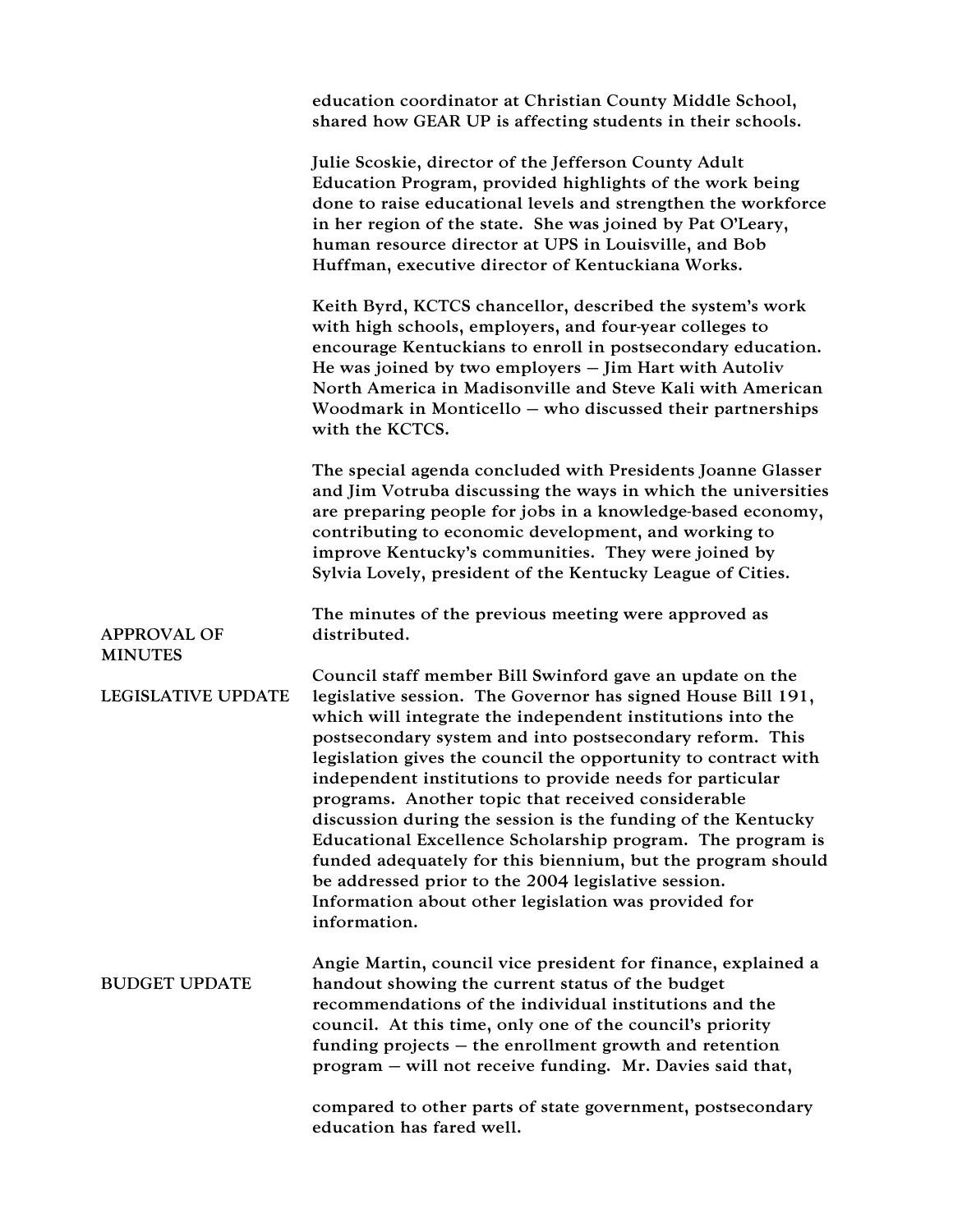education coordinator at Christian County Middle School, shared how GEAR UP is affecting students in their schools.

Julie Scoskie, director of the Jefferson County Adult Education Program, provided highlights of the work being done to raise educational levels and strengthen the workforce in her region of the state. She was joined by Pat O'Leary, human resource director at UPS in Louisville, and Bob Huffman, executive director of Kentuckiana Works.

Keith Byrd, KCTCS chancellor, described the system's work with high schools, employers, and four-year colleges to encourage Kentuckians to enroll in postsecondary education. He was joined by two employers – Jim Hart with Autoliv North America in Madisonville and Steve Kali with American Woodmark in Monticello – who discussed their partnerships with the KCTCS.

The special agenda concluded with Presidents Joanne Glasser and Jim Votruba discussing the ways in which the universities are preparing people for jobs in a knowledge-based economy, contributing to economic development, and working to improve Kentucky's communities. They were joined by Sylvia Lovely, president of the Kentucky League of Cities.

**APPROVAL OF MINUTES**

The minutes of the previous meeting were approved as distributed.

**LEGISLATIVE UPDATE**

Council staff member Bill Swinford gave an update on the legislative session. The Governor has signed House Bill 191, which will integrate the independent institutions into the postsecondary system and into postsecondary reform. This legislation gives the council the opportunity to contract with independent institutions to provide needs for particular programs. Another topic that received considerable discussion during the session is the funding of the Kentucky Educational Excellence Scholarship program. The program is funded adequately for this biennium, but the program should be addressed prior to the 2004 legislative session. Information about other legislation was provided for information.

**BUDGET UPDATE**

Angie Martin, council vice president for finance, explained a handout showing the current status of the budget recommendations of the individual institutions and the council. At this time, only one of the council's priority funding projects – the enrollment growth and retention program – will not receive funding. Mr. Davies said that,

compared to other parts of state government, postsecondary education has fared well.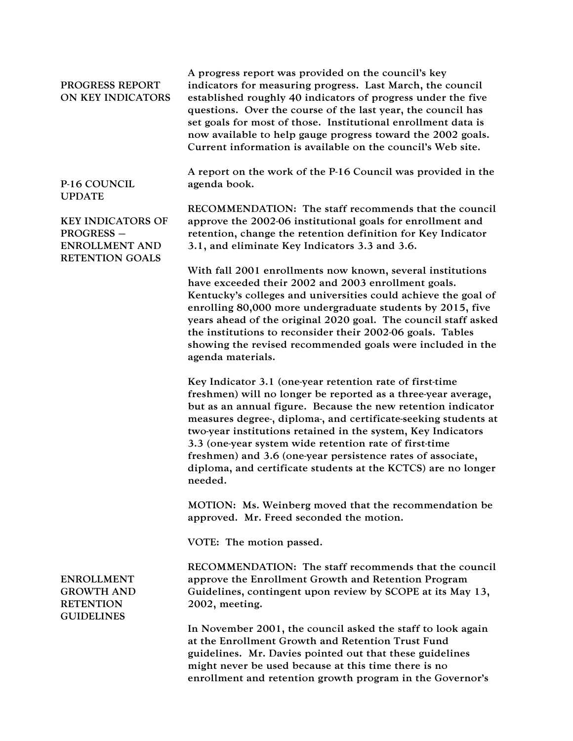## PROGRESS REPORT ON KEY INDICATORS

A progress report was provided on the council's key indicators for measuring progress. Last March, the council established roughly 40 indicators of progress under the five questions. Over the course of the last year, the council has set goals for most of those. Institutional enrollment data is now available to help gauge progress toward the 2002 goals. Current information is available on the council's Web site.

## P-16 COUNCIL UPDATE

A report on the work of the P-16 Council was provided in the agenda book.

## KEY INDICATORS OF PROGRESS – ENROLLMENT AND RETENTION GOALS

RECOMMENDATION: The staff recommends that the council approve the 2002-06 institutional goals for enrollment and retention, change the retention definition for Key Indicator 3.1, and eliminate Key Indicators 3.3 and 3.6.

With fall 2001 enrollments now known, several institutions have exceeded their 2002 and 2003 enrollment goals. Kentucky's colleges and universities could achieve the goal of enrolling 80,000 more undergraduate students by 2015, five years ahead of the original 2020 goal. The council staff asked the institutions to reconsider their 2002-06 goals. Tables showing the revised recommended goals were included in the agenda materials.

Key Indicator 3.1 (one-year retention rate of first-time freshmen) will no longer be reported as a three-year average, but as an annual figure. Because the new retention indicator measures degree-, diploma-, and certificate-seeking students at two-year institutions retained in the system, Key Indicators 3.3 (one-year system wide retention rate of first-time freshmen) and 3.6 (one-year persistence rates of associate, diploma, and certificate students at the KCTCS) are no longer needed.

MOTION: Ms. Weinberg moved that the recommendation be approved. Mr. Freed seconded the motion.

VOTE: The motion passed.

## ENROLLMENT GROWTH AND RETENTION GUIDELINES

RECOMMENDATION: The staff recommends that the council approve the Enrollment Growth and Retention Program Guidelines, contingent upon review by SCOPE at its May 13, 2002, meeting.

In November 2001, the council asked the staff to look again at the Enrollment Growth and Retention Trust Fund guidelines. Mr. Davies pointed out that these guidelines might never be used because at this time there is no enrollment and retention growth program in the Governor's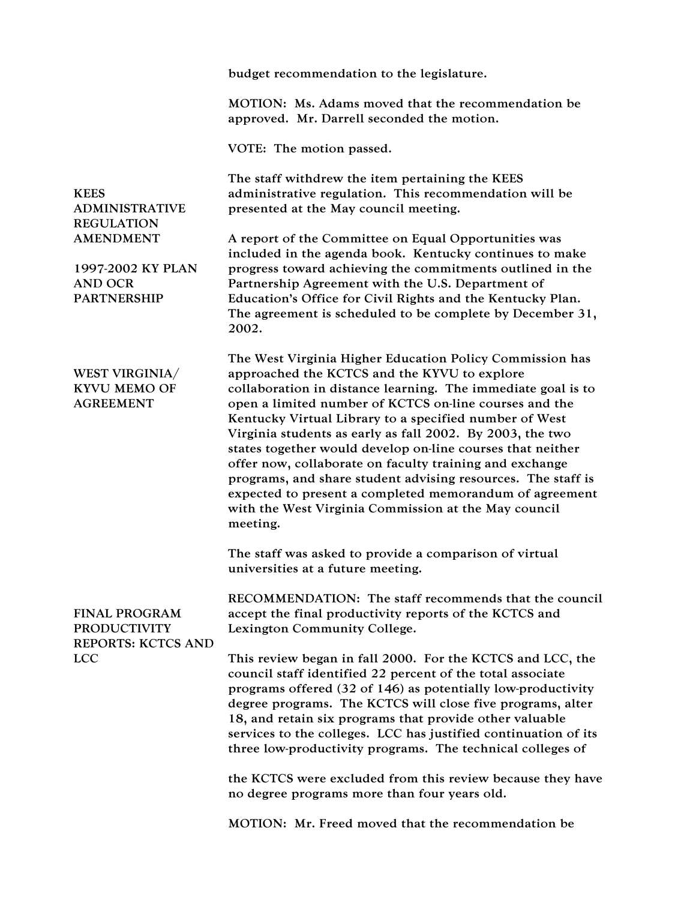budget recommendation to the legislature.

MOTION: Ms. Adams moved that the recommendation be approved. Mr. Darrell seconded the motion.

VOTE: The motion passed.

**KEES ADMINISTRATIVE REGULATION AMENDMENT**

The staff withdrew the item pertaining the KEES administrative regulation. This recommendation will be presented at the May council meeting.

**1997-2002 KY PLAN AND OCR PARTNERSHIP**

A report of the Committee on Equal Opportunities was included in the agenda book. Kentucky continues to make progress toward achieving the commitments outlined in the Partnership Agreement with the U.S. Department of Education's Office for Civil Rights and the Kentucky Plan. The agreement is scheduled to be complete by December 31, 2002.

**WEST VIRGINIA/ KYVU MEMO OF AGREEMENT**

The West Virginia Higher Education Policy Commission has approached the KCTCS and the KYVU to explore collaboration in distance learning. The immediate goal is to open a limited number of KCTCS on-line courses and the Kentucky Virtual Library to a specified number of West Virginia students as early as fall 2002. By 2003, the two states together would develop on-line courses that neither offer now, collaborate on faculty training and exchange programs, and share student advising resources. The staff is expected to present a completed memorandum of agreement with the West Virginia Commission at the May council meeting.

The staff was asked to provide a comparison of virtual universities at a future meeting.

**FINAL PROGRAM PRODUCTIVITY REPORTS: KCTCS AND LCC**

RECOMMENDATION: The staff recommends that the council accept the final productivity reports of the KCTCS and Lexington Community College.

This review began in fall 2000. For the KCTCS and LCC, the council staff identified 22 percent of the total associate programs offered (32 of 146) as potentially low-productivity degree programs. The KCTCS will close five programs, alter 18, and retain six programs that provide other valuable services to the colleges. LCC has justified continuation of its three low-productivity programs. The technical colleges of the KCTCS were excluded from this review because they have no degree programs more than four years old.

MOTION: Mr. Freed moved that the recommendation be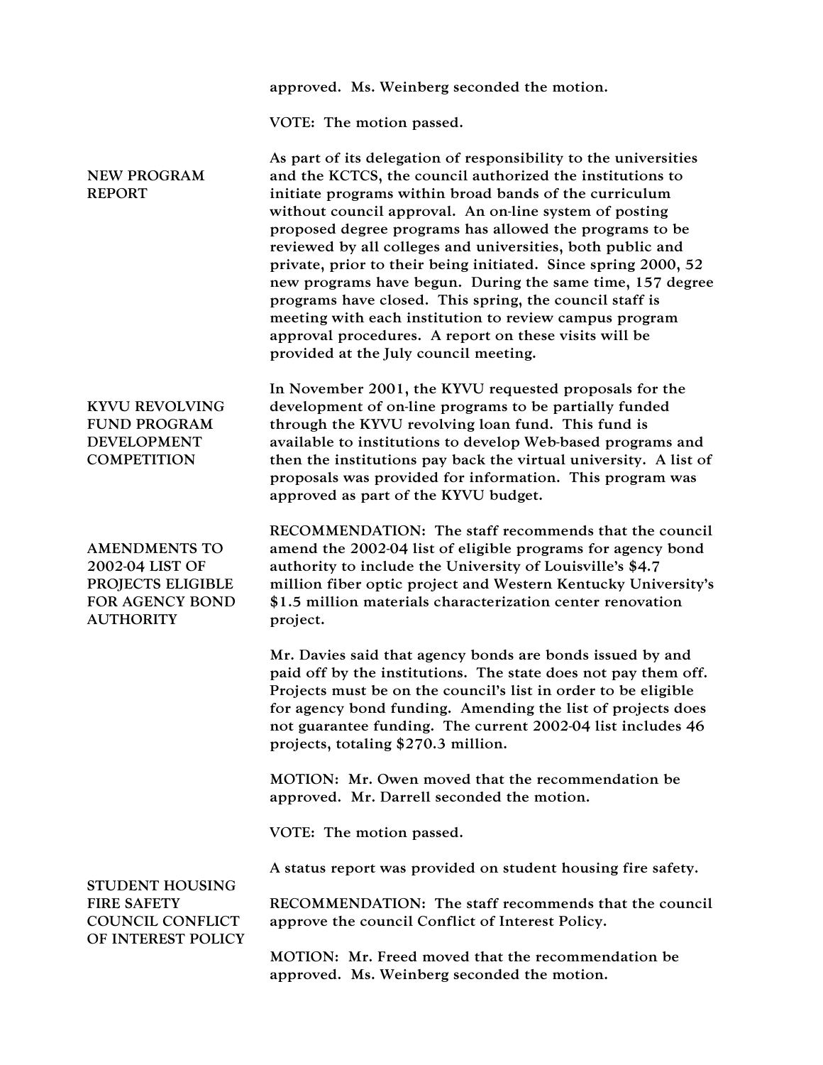approved. Ms. Weinberg seconded the motion.

VOTE: The motion passed.

**NEW PROGRAM REPORT**

As part of its delegation of responsibility to the universities and the KCTCS, the council authorized the institutions to initiate programs within broad bands of the curriculum without council approval. An on-line system of posting proposed degree programs has allowed the programs to be reviewed by all colleges and universities, both public and private, prior to their being initiated. Since spring 2000, 52 new programs have begun. During the same time, 157 degree programs have closed. This spring, the council staff is meeting with each institution to review campus program approval procedures. A report on these visits will be provided at the July council meeting.

**KYVU REVOLVING FUND PROGRAM DEVELOPMENT COMPETITION**

In November 2001, the KYVU requested proposals for the development of on-line programs to be partially funded through the KYVU revolving loan fund. This fund is available to institutions to develop Web-based programs and then the institutions pay back the virtual university. A list of proposals was provided for information. This program was approved as part of the KYVU budget.

**AMENDMENTS TO 2002-04 LIST OF PROJECTS ELIGIBLE FOR AGENCY BOND AUTHORITY**

RECOMMENDATION: The staff recommends that the council amend the 2002-04 list of eligible programs for agency bond authority to include the University of Louisville's $4.7 million fiber optic project and Western Kentucky University's $1.5 million materials characterization center renovation project.

Mr. Davies said that agency bonds are bonds issued by and paid off by the institutions. The state does not pay them off. Projects must be on the council's list in order to be eligible for agency bond funding. Amending the list of projects does not guarantee funding. The current 2002-04 list includes 46 projects, totaling $270.3 million.

MOTION: Mr. Owen moved that the recommendation be approved. Mr. Darrell seconded the motion.

VOTE: The motion passed.

**STUDENT HOUSING FIRE SAFETY**

A status report was provided on student housing fire safety.

**COUNCIL CONFLICT OF INTEREST POLICY**

RECOMMENDATION: The staff recommends that the council approve the council Conflict of Interest Policy.

MOTION: Mr. Freed moved that the recommendation be approved. Ms. Weinberg seconded the motion.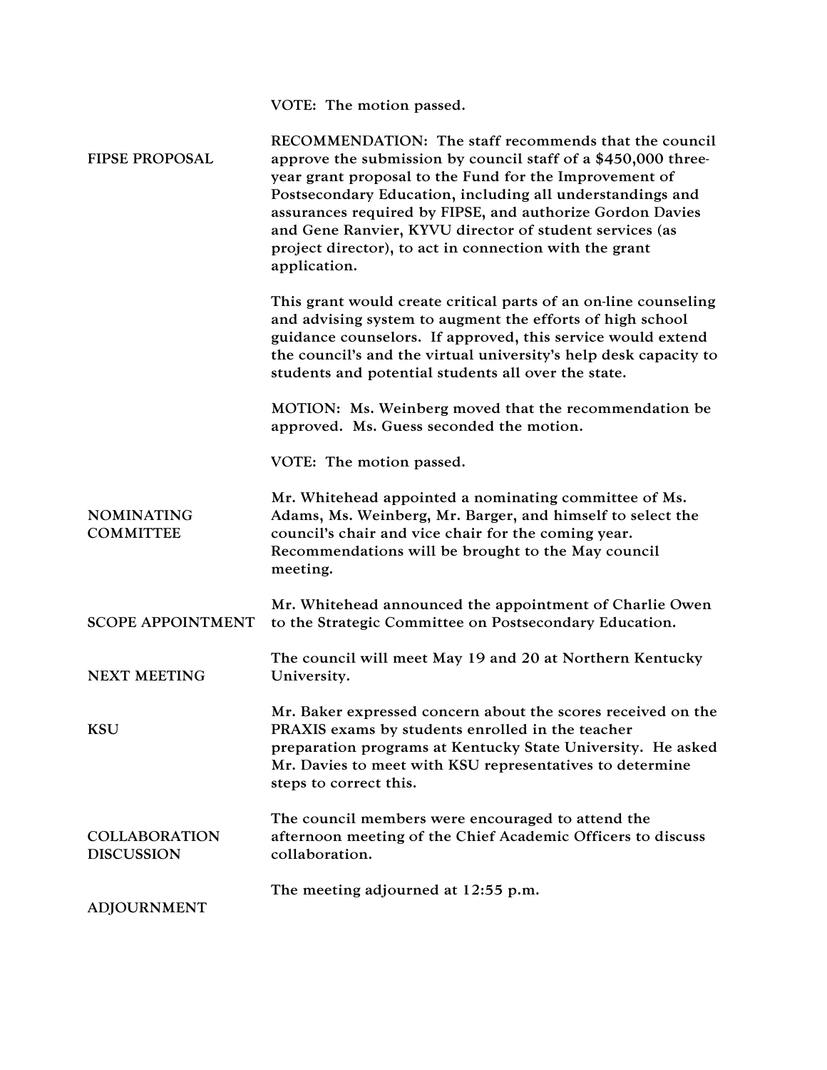VOTE: The motion passed.

**FIPSE PROPOSAL**

RECOMMENDATION: The staff recommends that the council approve the submission by council staff of a $450,000 three-year grant proposal to the Fund for the Improvement of Postsecondary Education, including all understandings and assurances required by FIPSE, and authorize Gordon Davies and Gene Ranvier, KYVU director of student services (as project director), to act in connection with the grant application.

This grant would create critical parts of an on-line counseling and advising system to augment the efforts of high school guidance counselors. If approved, this service would extend the council's and the virtual university's help desk capacity to students and potential students all over the state.

MOTION: Ms. Weinberg moved that the recommendation be approved. Ms. Guess seconded the motion.

VOTE: The motion passed.

**NOMINATING COMMITTEE**

Mr. Whitehead appointed a nominating committee of Ms. Adams, Ms. Weinberg, Mr. Barger, and himself to select the council's chair and vice chair for the coming year. Recommendations will be brought to the May council meeting.

**SCOPE APPOINTMENT**

Mr. Whitehead announced the appointment of Charlie Owen to the Strategic Committee on Postsecondary Education.

**NEXT MEETING**

The council will meet May 19 and 20 at Northern Kentucky University.

**KSU**

Mr. Baker expressed concern about the scores received on the PRAXIS exams by students enrolled in the teacher preparation programs at Kentucky State University. He asked Mr. Davies to meet with KSU representatives to determine steps to correct this.

**COLLABORATION DISCUSSION**

The council members were encouraged to attend the afternoon meeting of the Chief Academic Officers to discuss collaboration.

**ADJOURNMENT**

The meeting adjourned at 12:55 p.m.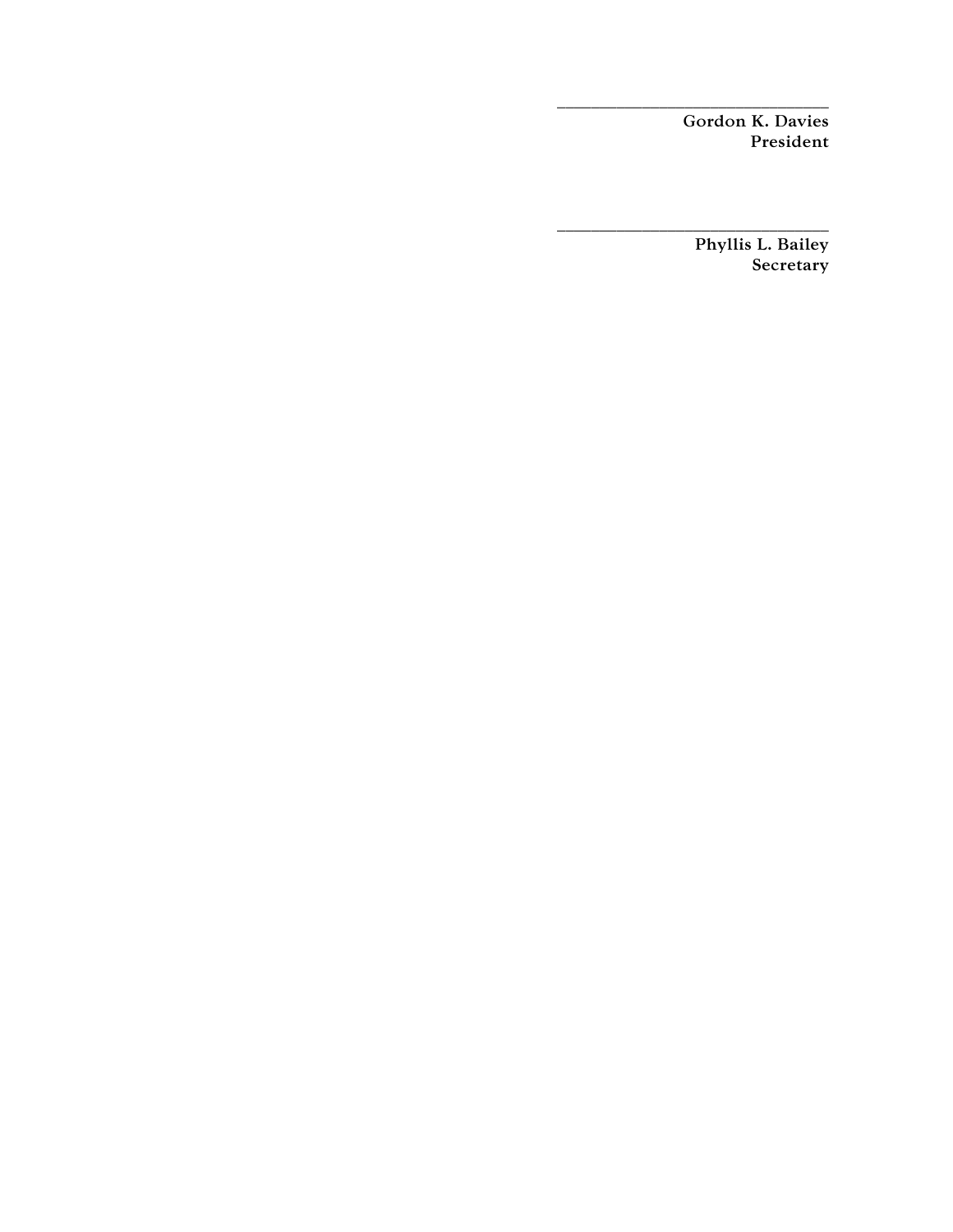\_\_\_\_\_\_\_\_\_\_\_\_\_\_\_\_\_\_\_\_\_\_\_\_\_\_\_\_\_\_\_\_

**Gordon K. Davies**
**President**

\_\_\_\_\_\_\_\_\_\_\_\_\_\_\_\_\_\_\_\_\_\_\_\_\_\_\_\_\_\_\_\_

**Phyllis L. Bailey**
**Secretary**